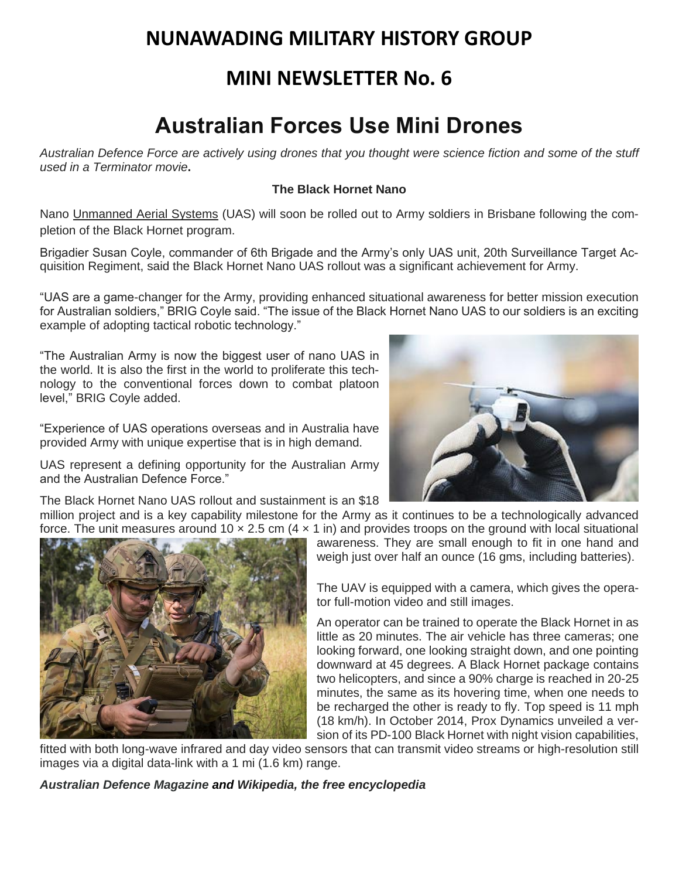# NUNAWADING MILITARY HISTORY GROUP

## MINI NEWSLETTER No. 6

# Australian Forces Use Mini Drones

*Australian Defence Force are actively using drones that you thought were science fiction and some of the stuff used in a Terminator movie***.**

**The Black Hornet Nano**

Nano Unmanned Aerial Systems (UAS) will soon be rolled out to Army soldiers in Brisbane following the completion of the Black Hornet program.

Brigadier Susan Coyle, commander of 6th Brigade and the Army's only UAS unit, 20th Surveillance Target Acquisition Regiment, said the Black Hornet Nano UAS rollout was a significant achievement for Army.

"UAS are a game-changer for the Army, providing enhanced situational awareness for better mission execution for Australian soldiers," BRIG Coyle said. "The issue of the Black Hornet Nano UAS to our soldiers is an exciting example of adopting tactical robotic technology."

"The Australian Army is now the biggest user of nano UAS in the world. It is also the first in the world to proliferate this technology to the conventional forces down to combat platoon level," BRIG Coyle added.

"Experience of UAS operations overseas and in Australia have provided Army with unique expertise that is in high demand.

UAS represent a defining opportunity for the Australian Army and the Australian Defence Force."

The Black Hornet Nano UAS rollout and sustainment is an $18 million project and is a key capability milestone for the Army as it continues to be a technologically advanced force. The unit measures around 10 × 2.5 cm (4 × 1 in) and provides troops on the ground with local situational awareness. They are small enough to fit in one hand and weigh just over half an ounce (16 gms, including batteries).

The UAV is equipped with a camera, which gives the operator full-motion video and still images.

An operator can be trained to operate the Black Hornet in as little as 20 minutes. The air vehicle has three cameras; one looking forward, one looking straight down, and one pointing downward at 45 degrees. A Black Hornet package contains two helicopters, and since a 90% charge is reached in 20-25 minutes, the same as its hovering time, when one needs to be recharged the other is ready to fly. Top speed is 11 mph (18 km/h). In October 2014, Prox Dynamics unveiled a version of its PD-100 Black Hornet with night vision capabilities, fitted with both long-wave infrared and day video sensors that can transmit video streams or high-resolution still images via a digital data-link with a 1 mi (1.6 km) range.

***Australian Defence Magazine and Wikipedia, the free encyclopedia***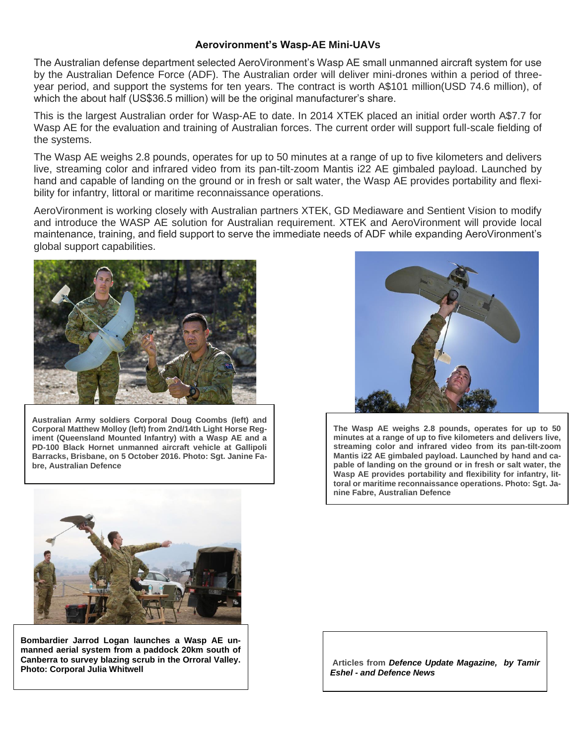## Aerovironment's Wasp-AE Mini-UAVs

The Australian defense department selected AeroVironment's Wasp AE small unmanned aircraft system for use by the Australian Defence Force (ADF). The Australian order will deliver mini-drones within a period of three-year period, and support the systems for ten years. The contract is worth A$101 million(USD 74.6 million), of which the about half (US$36.5 million) will be the original manufacturer's share.

This is the largest Australian order for Wasp-AE to date. In 2014 XTEK placed an initial order worth A$7.7 for Wasp AE for the evaluation and training of Australian forces. The current order will support full-scale fielding of the systems.

The Wasp AE weighs 2.8 pounds, operates for up to 50 minutes at a range of up to five kilometers and delivers live, streaming color and infrared video from its pan-tilt-zoom Mantis i22 AE gimbaled payload. Launched by hand and capable of landing on the ground or in fresh or salt water, the Wasp AE provides portability and flexibility for infantry, littoral or maritime reconnaissance operations.

AeroVironment is working closely with Australian partners XTEK, GD Mediaware and Sentient Vision to modify and introduce the WASP AE solution for Australian requirement. XTEK and AeroVironment will provide local maintenance, training, and field support to serve the immediate needs of ADF while expanding AeroVironment's global support capabilities.

**Australian Army soldiers Corporal Doug Coombs (left) and Corporal Matthew Molloy (left) from 2nd/14th Light Horse Regiment (Queensland Mounted Infantry) with a Wasp AE and a PD-100 Black Hornet unmanned aircraft vehicle at Gallipoli Barracks, Brisbane, on 5 October 2016. Photo: Sgt. Janine Fabre, Australian Defence**

**The Wasp AE weighs 2.8 pounds, operates for up to 50 minutes at a range of up to five kilometers and delivers live, streaming color and infrared video from its pan-tilt-zoom Mantis i22 AE gimbaled payload. Launched by hand and capable of landing on the ground or in fresh or salt water, the Wasp AE provides portability and flexibility for infantry, littoral or maritime reconnaissance operations. Photo: Sgt. Janine Fabre, Australian Defence**

**Bombardier Jarrod Logan launches a Wasp AE unmanned aerial system from a paddock 20km south of Canberra to survey blazing scrub in the Orroral Valley. Photo: Corporal Julia Whitwell**

**Articles from *Defence Update Magazine, by Tamir Eshel - and Defence News***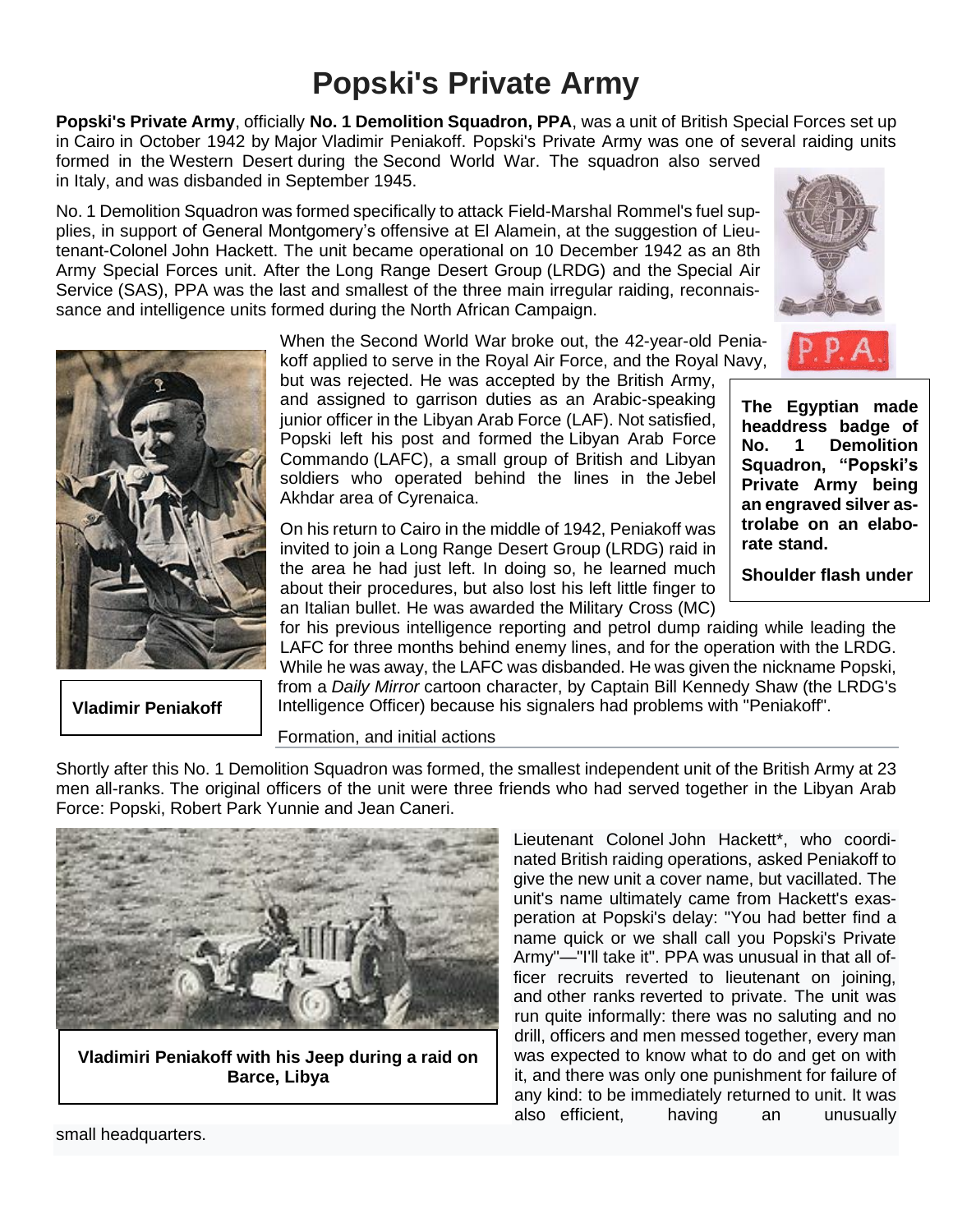# Popski's Private Army

**Popski's Private Army**, officially **No. 1 Demolition Squadron, PPA**, was a unit of British Special Forces set up in Cairo in October 1942 by Major Vladimir Peniakoff. Popski's Private Army was one of several raiding units formed in the Western Desert during the Second World War. The squadron also served in Italy, and was disbanded in September 1945.

No. 1 Demolition Squadron was formed specifically to attack Field-Marshal Rommel's fuel supplies, in support of General Montgomery's offensive at El Alamein, at the suggestion of Lieutenant-Colonel John Hackett. The unit became operational on 10 December 1942 as an 8th Army Special Forces unit. After the Long Range Desert Group (LRDG) and the Special Air Service (SAS), PPA was the last and smallest of the three main irregular raiding, reconnaissance and intelligence units formed during the North African Campaign.

**The Egyptian made headdress badge of No. 1 Demolition Squadron, "Popski's Private Army being an engraved silver astrolabe on an elaborate stand.**

**Shoulder flash under**

When the Second World War broke out, the 42-year-old Peniakoff applied to serve in the Royal Air Force, and the Royal Navy, but was rejected. He was accepted by the British Army, and assigned to garrison duties as an Arabic-speaking junior officer in the Libyan Arab Force (LAF). Not satisfied, Popski left his post and formed the Libyan Arab Force Commando (LAFC), a small group of British and Libyan soldiers who operated behind the lines in the Jebel Akhdar area of Cyrenaica.

On his return to Cairo in the middle of 1942, Peniakoff was invited to join a Long Range Desert Group (LRDG) raid in the area he had just left. In doing so, he learned much about their procedures, but also lost his left little finger to an Italian bullet. He was awarded the Military Cross (MC) for his previous intelligence reporting and petrol dump raiding while leading the LAFC for three months behind enemy lines, and for the operation with the LRDG. While he was away, the LAFC was disbanded. He was given the nickname Popski, from a *Daily Mirror* cartoon character, by Captain Bill Kennedy Shaw (the LRDG's Intelligence Officer) because his signalers had problems with "Peniakoff".

**Vladimir Peniakoff**

## Formation, and initial actions

Shortly after this No. 1 Demolition Squadron was formed, the smallest independent unit of the British Army at 23 men all-ranks. The original officers of the unit were three friends who had served together in the Libyan Arab Force: Popski, Robert Park Yunnie and Jean Caneri.

**Vladimiri Peniakoff with his Jeep during a raid on Barce, Libya**

Lieutenant Colonel John Hackett*, who coordinated British raiding operations, asked Peniakoff to give the new unit a cover name, but vacillated. The unit's name ultimately came from Hackett's exasperation at Popski's delay: "You had better find a name quick or we shall call you Popski's Private Army"—"I'll take it". PPA was unusual in that all officer recruits reverted to lieutenant on joining, and other ranks reverted to private. The unit was run quite informally: there was no saluting and no drill, officers and men messed together, every man was expected to know what to do and get on with it, and there was only one punishment for failure of any kind: to be immediately returned to unit. It was also efficient, having an unusually small headquarters.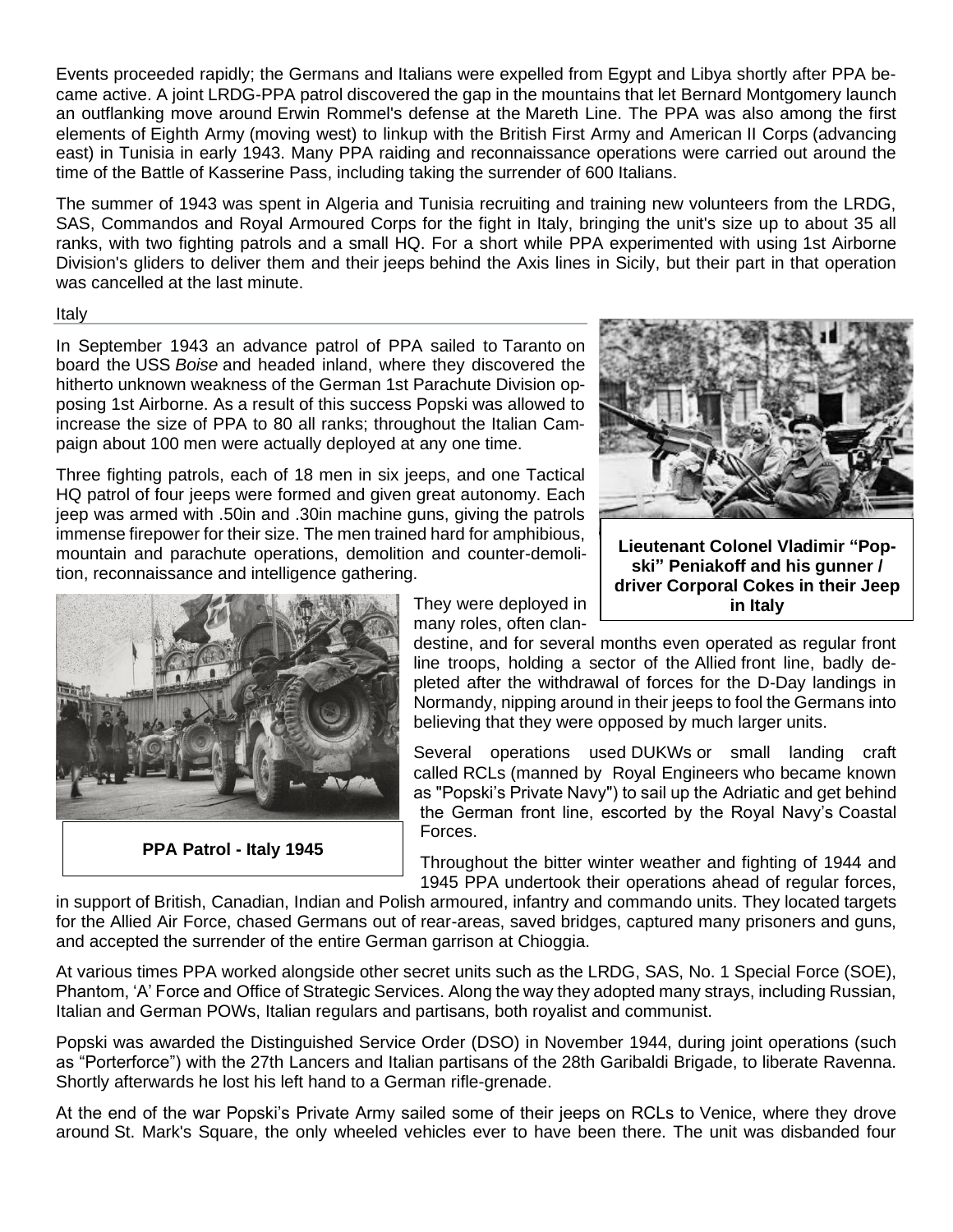Events proceeded rapidly; the Germans and Italians were expelled from Egypt and Libya shortly after PPA became active. A joint LRDG-PPA patrol discovered the gap in the mountains that let Bernard Montgomery launch an outflanking move around Erwin Rommel's defense at the Mareth Line. The PPA was also among the first elements of Eighth Army (moving west) to linkup with the British First Army and American II Corps (advancing east) in Tunisia in early 1943. Many PPA raiding and reconnaissance operations were carried out around the time of the Battle of Kasserine Pass, including taking the surrender of 600 Italians.

The summer of 1943 was spent in Algeria and Tunisia recruiting and training new volunteers from the LRDG, SAS, Commandos and Royal Armoured Corps for the fight in Italy, bringing the unit's size up to about 35 all ranks, with two fighting patrols and a small HQ. For a short while PPA experimented with using 1st Airborne Division's gliders to deliver them and their jeeps behind the Axis lines in Sicily, but their part in that operation was cancelled at the last minute.

## Italy

In September 1943 an advance patrol of PPA sailed to Taranto on board the USS *Boise* and headed inland, where they discovered the hitherto unknown weakness of the German 1st Parachute Division opposing 1st Airborne. As a result of this success Popski was allowed to increase the size of PPA to 80 all ranks; throughout the Italian Campaign about 100 men were actually deployed at any one time.

Three fighting patrols, each of 18 men in six jeeps, and one Tactical HQ patrol of four jeeps were formed and given great autonomy. Each jeep was armed with .50in and .30in machine guns, giving the patrols immense firepower for their size. The men trained hard for amphibious, mountain and parachute operations, demolition and counter-demolition, reconnaissance and intelligence gathering.

**Lieutenant Colonel Vladimir "Popski" Peniakoff and his gunner / driver Corporal Cokes in their Jeep in Italy**

They were deployed in many roles, often clandestine, and for several months even operated as regular front line troops, holding a sector of the Allied front line, badly depleted after the withdrawal of forces for the D-Day landings in Normandy, nipping around in their jeeps to fool the Germans into believing that they were opposed by much larger units.

**PPA Patrol - Italy 1945**

Several operations used DUKWs or small landing craft called RCLs (manned by Royal Engineers who became known as "Popski's Private Navy") to sail up the Adriatic and get behind the German front line, escorted by the Royal Navy's Coastal Forces.

Throughout the bitter winter weather and fighting of 1944 and 1945 PPA undertook their operations ahead of regular forces, in support of British, Canadian, Indian and Polish armoured, infantry and commando units. They located targets for the Allied Air Force, chased Germans out of rear-areas, saved bridges, captured many prisoners and guns, and accepted the surrender of the entire German garrison at Chioggia.

At various times PPA worked alongside other secret units such as the LRDG, SAS, No. 1 Special Force (SOE), Phantom, 'A' Force and Office of Strategic Services. Along the way they adopted many strays, including Russian, Italian and German POWs, Italian regulars and partisans, both royalist and communist.

Popski was awarded the Distinguished Service Order (DSO) in November 1944, during joint operations (such as "Porterforce") with the 27th Lancers and Italian partisans of the 28th Garibaldi Brigade, to liberate Ravenna. Shortly afterwards he lost his left hand to a German rifle-grenade.

At the end of the war Popski's Private Army sailed some of their jeeps on RCLs to Venice, where they drove around St. Mark's Square, the only wheeled vehicles ever to have been there. The unit was disbanded four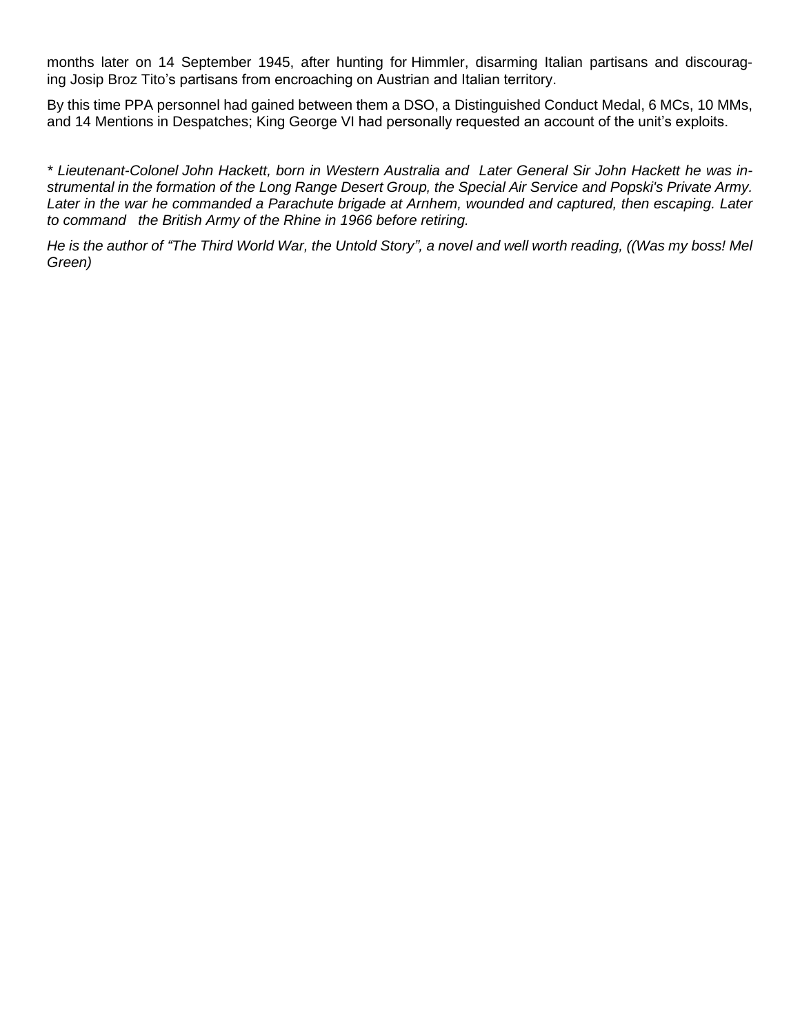months later on 14 September 1945, after hunting for Himmler, disarming Italian partisans and discouraging Josip Broz Tito's partisans from encroaching on Austrian and Italian territory.

By this time PPA personnel had gained between them a DSO, a Distinguished Conduct Medal, 6 MCs, 10 MMs, and 14 Mentions in Despatches; King George VI had personally requested an account of the unit's exploits.

*\* Lieutenant-Colonel John Hackett, born in Western Australia and Later General Sir John Hackett he was instrumental in the formation of the Long Range Desert Group, the Special Air Service and Popski's Private Army. Later in the war he commanded a Parachute brigade at Arnhem, wounded and captured, then escaping. Later to command the British Army of the Rhine in 1966 before retiring.*

*He is the author of "The Third World War, the Untold Story", a novel and well worth reading, ((Was my boss! Mel Green)*